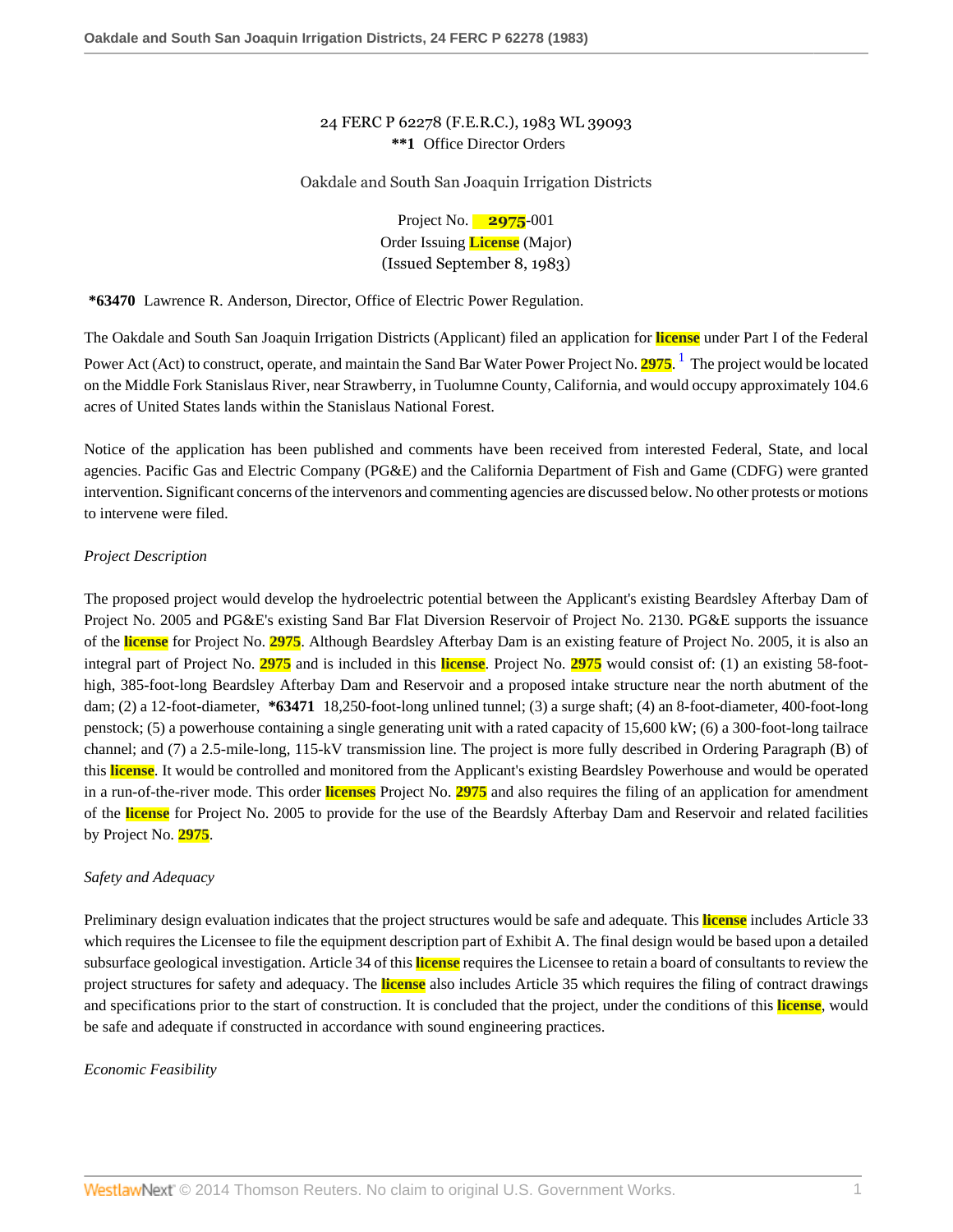24 FERC P 62278 (F.E.R.C.), 1983 WL 39093
**\*\*1** Office Director Orders

Oakdale and South San Joaquin Irrigation Districts

Project No. 2975-001
Order Issuing License (Major)
(Issued September 8, 1983)

**\*63470** Lawrence R. Anderson, Director, Office of Electric Power Regulation.

The Oakdale and South San Joaquin Irrigation Districts (Applicant) filed an application for license under Part I of the Federal Power Act (Act) to construct, operate, and maintain the Sand Bar Water Power Project No. 2975.[1] The project would be located on the Middle Fork Stanislaus River, near Strawberry, in Tuolumne County, California, and would occupy approximately 104.6 acres of United States lands within the Stanislaus National Forest.

Notice of the application has been published and comments have been received from interested Federal, State, and local agencies. Pacific Gas and Electric Company (PG&E) and the California Department of Fish and Game (CDFG) were granted intervention. Significant concerns of the intervenors and commenting agencies are discussed below. No other protests or motions to intervene were filed.

*Project Description*

The proposed project would develop the hydroelectric potential between the Applicant's existing Beardsley Afterbay Dam of Project No. 2005 and PG&E's existing Sand Bar Flat Diversion Reservoir of Project No. 2130. PG&E supports the issuance of the license for Project No. 2975. Although Beardsley Afterbay Dam is an existing feature of Project No. 2005, it is also an integral part of Project No. 2975 and is included in this license. Project No. 2975 would consist of: (1) an existing 58-foot-high, 385-foot-long Beardsley Afterbay Dam and Reservoir and a proposed intake structure near the north abutment of the dam; (2) a 12-foot-diameter, **\*63471** 18,250-foot-long unlined tunnel; (3) a surge shaft; (4) an 8-foot-diameter, 400-foot-long penstock; (5) a powerhouse containing a single generating unit with a rated capacity of 15,600 kW; (6) a 300-foot-long tailrace channel; and (7) a 2.5-mile-long, 115-kV transmission line. The project is more fully described in Ordering Paragraph (B) of this license. It would be controlled and monitored from the Applicant's existing Beardsley Powerhouse and would be operated in a run-of-the-river mode. This order licenses Project No. 2975 and also requires the filing of an application for amendment of the license for Project No. 2005 to provide for the use of the Beardsly Afterbay Dam and Reservoir and related facilities by Project No. 2975.

*Safety and Adequacy*

Preliminary design evaluation indicates that the project structures would be safe and adequate. This license includes Article 33 which requires the Licensee to file the equipment description part of Exhibit A. The final design would be based upon a detailed subsurface geological investigation. Article 34 of this license requires the Licensee to retain a board of consultants to review the project structures for safety and adequacy. The license also includes Article 35 which requires the filing of contract drawings and specifications prior to the start of construction. It is concluded that the project, under the conditions of this license, would be safe and adequate if constructed in accordance with sound engineering practices.

*Economic Feasibility*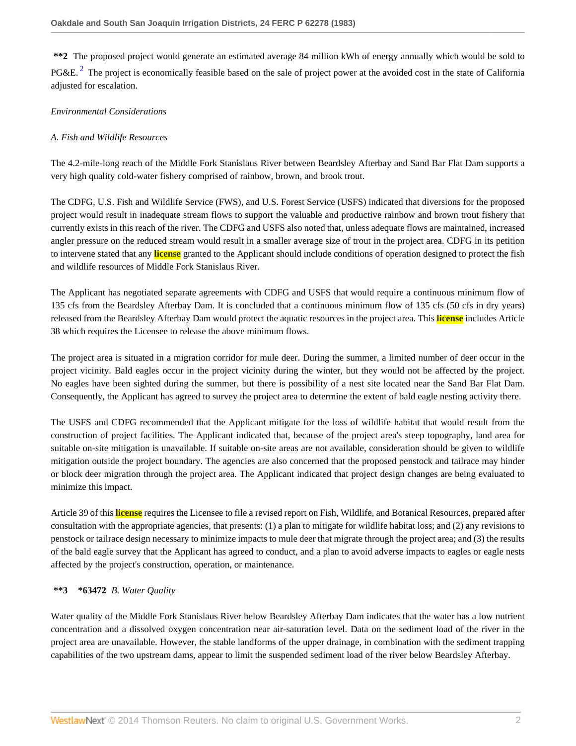**\*\*2** The proposed project would generate an estimated average 84 million kWh of energy annually which would be sold to PG&E.[2] The project is economically feasible based on the sale of project power at the avoided cost in the state of California adjusted for escalation.

*Environmental Considerations*

*A. Fish and Wildlife Resources*

The 4.2-mile-long reach of the Middle Fork Stanislaus River between Beardsley Afterbay and Sand Bar Flat Dam supports a very high quality cold-water fishery comprised of rainbow, brown, and brook trout.

The CDFG, U.S. Fish and Wildlife Service (FWS), and U.S. Forest Service (USFS) indicated that diversions for the proposed project would result in inadequate stream flows to support the valuable and productive rainbow and brown trout fishery that currently exists in this reach of the river. The CDFG and USFS also noted that, unless adequate flows are maintained, increased angler pressure on the reduced stream would result in a smaller average size of trout in the project area. CDFG in its petition to intervene stated that any **license** granted to the Applicant should include conditions of operation designed to protect the fish and wildlife resources of Middle Fork Stanislaus River.

The Applicant has negotiated separate agreements with CDFG and USFS that would require a continuous minimum flow of 135 cfs from the Beardsley Afterbay Dam. It is concluded that a continuous minimum flow of 135 cfs (50 cfs in dry years) released from the Beardsley Afterbay Dam would protect the aquatic resources in the project area. This **license** includes Article 38 which requires the Licensee to release the above minimum flows.

The project area is situated in a migration corridor for mule deer. During the summer, a limited number of deer occur in the project vicinity. Bald eagles occur in the project vicinity during the winter, but they would not be affected by the project. No eagles have been sighted during the summer, but there is possibility of a nest site located near the Sand Bar Flat Dam. Consequently, the Applicant has agreed to survey the project area to determine the extent of bald eagle nesting activity there.

The USFS and CDFG recommended that the Applicant mitigate for the loss of wildlife habitat that would result from the construction of project facilities. The Applicant indicated that, because of the project area's steep topography, land area for suitable on-site mitigation is unavailable. If suitable on-site areas are not available, consideration should be given to wildlife mitigation outside the project boundary. The agencies are also concerned that the proposed penstock and tailrace may hinder or block deer migration through the project area. The Applicant indicated that project design changes are being evaluated to minimize this impact.

Article 39 of this **license** requires the Licensee to file a revised report on Fish, Wildlife, and Botanical Resources, prepared after consultation with the appropriate agencies, that presents: (1) a plan to mitigate for wildlife habitat loss; and (2) any revisions to penstock or tailrace design necessary to minimize impacts to mule deer that migrate through the project area; and (3) the results of the bald eagle survey that the Applicant has agreed to conduct, and a plan to avoid adverse impacts to eagles or eagle nests affected by the project's construction, operation, or maintenance.

**\*\*3** **\*63472** *B. Water Quality*

Water quality of the Middle Fork Stanislaus River below Beardsley Afterbay Dam indicates that the water has a low nutrient concentration and a dissolved oxygen concentration near air-saturation level. Data on the sediment load of the river in the project area are unavailable. However, the stable landforms of the upper drainage, in combination with the sediment trapping capabilities of the two upstream dams, appear to limit the suspended sediment load of the river below Beardsley Afterbay.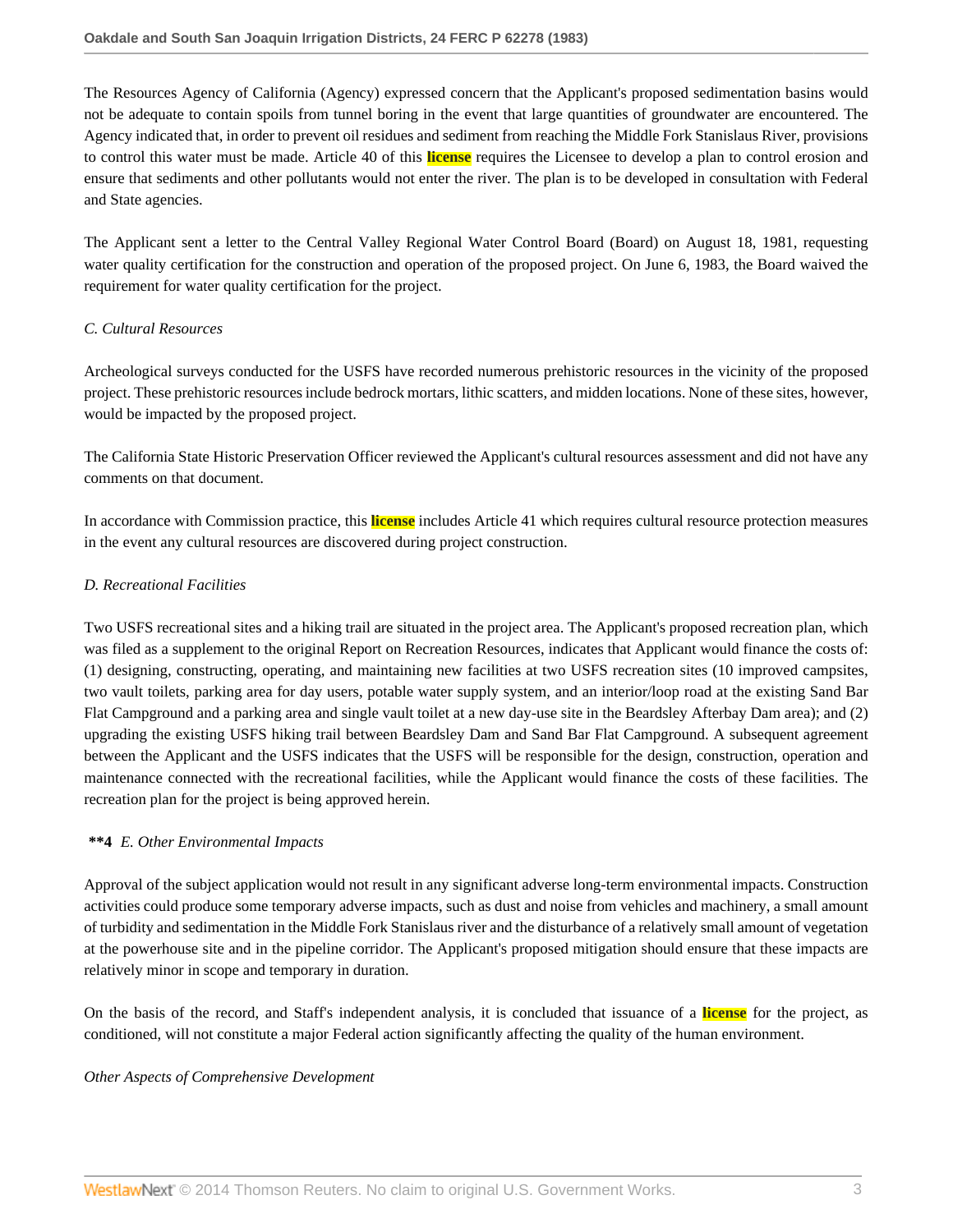The Resources Agency of California (Agency) expressed concern that the Applicant's proposed sedimentation basins would not be adequate to contain spoils from tunnel boring in the event that large quantities of groundwater are encountered. The Agency indicated that, in order to prevent oil residues and sediment from reaching the Middle Fork Stanislaus River, provisions to control this water must be made. Article 40 of this license requires the Licensee to develop a plan to control erosion and ensure that sediments and other pollutants would not enter the river. The plan is to be developed in consultation with Federal and State agencies.

The Applicant sent a letter to the Central Valley Regional Water Control Board (Board) on August 18, 1981, requesting water quality certification for the construction and operation of the proposed project. On June 6, 1983, the Board waived the requirement for water quality certification for the project.

*C. Cultural Resources*

Archeological surveys conducted for the USFS have recorded numerous prehistoric resources in the vicinity of the proposed project. These prehistoric resources include bedrock mortars, lithic scatters, and midden locations. None of these sites, however, would be impacted by the proposed project.

The California State Historic Preservation Officer reviewed the Applicant's cultural resources assessment and did not have any comments on that document.

In accordance with Commission practice, this license includes Article 41 which requires cultural resource protection measures in the event any cultural resources are discovered during project construction.

*D. Recreational Facilities*

Two USFS recreational sites and a hiking trail are situated in the project area. The Applicant's proposed recreation plan, which was filed as a supplement to the original Report on Recreation Resources, indicates that Applicant would finance the costs of: (1) designing, constructing, operating, and maintaining new facilities at two USFS recreation sites (10 improved campsites, two vault toilets, parking area for day users, potable water supply system, and an interior/loop road at the existing Sand Bar Flat Campground and a parking area and single vault toilet at a new day-use site in the Beardsley Afterbay Dam area); and (2) upgrading the existing USFS hiking trail between Beardsley Dam and Sand Bar Flat Campground. A subsequent agreement between the Applicant and the USFS indicates that the USFS will be responsible for the design, construction, operation and maintenance connected with the recreational facilities, while the Applicant would finance the costs of these facilities. The recreation plan for the project is being approved herein.

**\*\*4** *E. Other Environmental Impacts*

Approval of the subject application would not result in any significant adverse long-term environmental impacts. Construction activities could produce some temporary adverse impacts, such as dust and noise from vehicles and machinery, a small amount of turbidity and sedimentation in the Middle Fork Stanislaus river and the disturbance of a relatively small amount of vegetation at the powerhouse site and in the pipeline corridor. The Applicant's proposed mitigation should ensure that these impacts are relatively minor in scope and temporary in duration.

On the basis of the record, and Staff's independent analysis, it is concluded that issuance of a license for the project, as conditioned, will not constitute a major Federal action significantly affecting the quality of the human environment.

*Other Aspects of Comprehensive Development*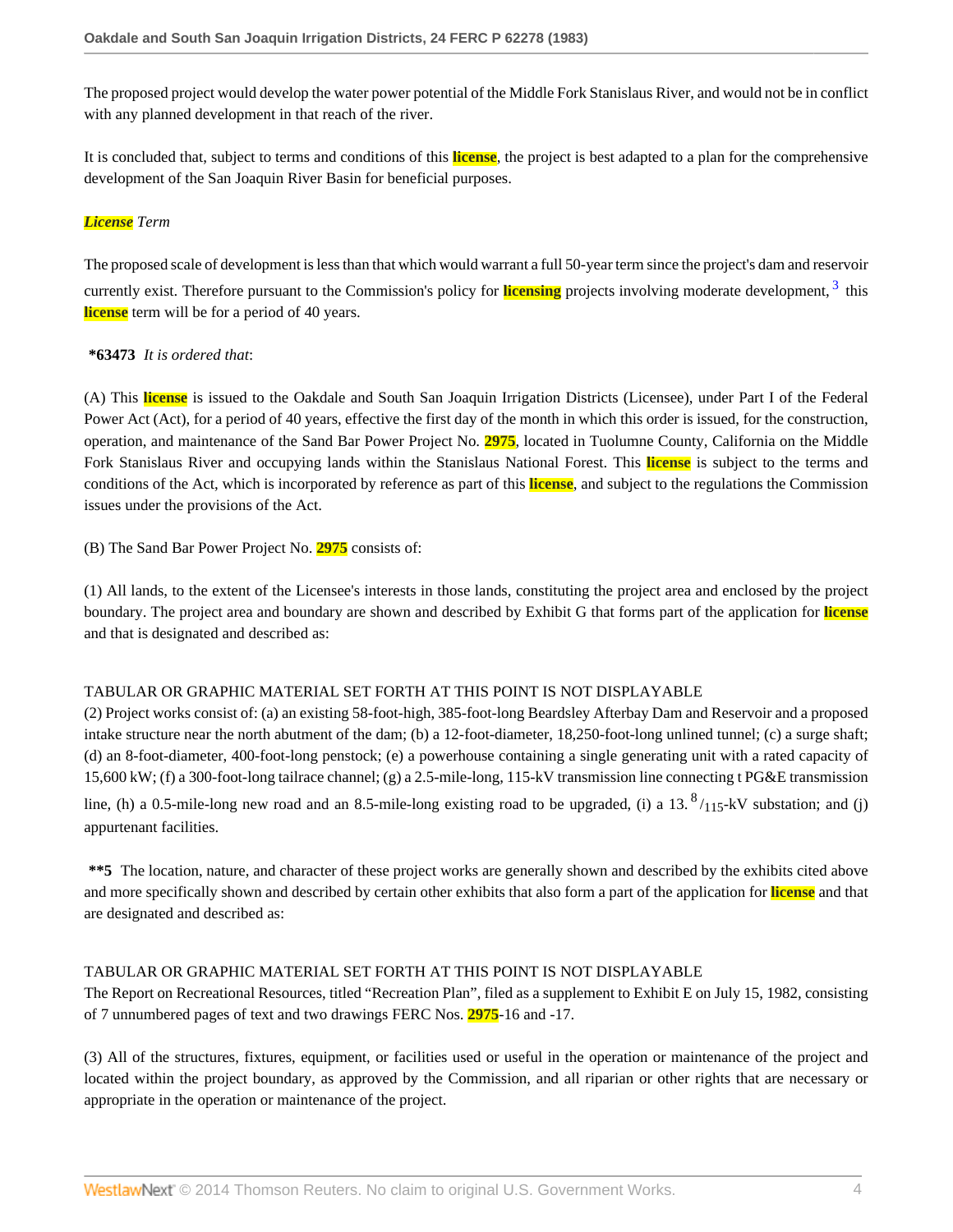The proposed project would develop the water power potential of the Middle Fork Stanislaus River, and would not be in conflict with any planned development in that reach of the river.

It is concluded that, subject to terms and conditions of this license, the project is best adapted to a plan for the comprehensive development of the San Joaquin River Basin for beneficial purposes.

*License Term*

The proposed scale of development is less than that which would warrant a full 50-year term since the project's dam and reservoir currently exist. Therefore pursuant to the Commission's policy for licensing projects involving moderate development, [3] this license term will be for a period of 40 years.

**\*63473** *It is ordered that*:

(A) This license is issued to the Oakdale and South San Joaquin Irrigation Districts (Licensee), under Part I of the Federal Power Act (Act), for a period of 40 years, effective the first day of the month in which this order is issued, for the construction, operation, and maintenance of the Sand Bar Power Project No. 2975, located in Tuolumne County, California on the Middle Fork Stanislaus River and occupying lands within the Stanislaus National Forest. This license is subject to the terms and conditions of the Act, which is incorporated by reference as part of this license, and subject to the regulations the Commission issues under the provisions of the Act.

(B) The Sand Bar Power Project No. 2975 consists of:

(1) All lands, to the extent of the Licensee's interests in those lands, constituting the project area and enclosed by the project boundary. The project area and boundary are shown and described by Exhibit G that forms part of the application for license and that is designated and described as:

TABULAR OR GRAPHIC MATERIAL SET FORTH AT THIS POINT IS NOT DISPLAYABLE

(2) Project works consist of: (a) an existing 58-foot-high, 385-foot-long Beardsley Afterbay Dam and Reservoir and a proposed intake structure near the north abutment of the dam; (b) a 12-foot-diameter, 18,250-foot-long unlined tunnel; (c) a surge shaft; (d) an 8-foot-diameter, 400-foot-long penstock; (e) a powerhouse containing a single generating unit with a rated capacity of 15,600 kW; (f) a 300-foot-long tailrace channel; (g) a 2.5-mile-long, 115-kV transmission line connecting t PG&E transmission line, (h) a 0.5-mile-long new road and an 8.5-mile-long existing road to be upgraded, (i) a 13.$^{8}/_{115}$-kV substation; and (j) appurtenant facilities.

**\*\*5** The location, nature, and character of these project works are generally shown and described by the exhibits cited above and more specifically shown and described by certain other exhibits that also form a part of the application for license and that are designated and described as:

TABULAR OR GRAPHIC MATERIAL SET FORTH AT THIS POINT IS NOT DISPLAYABLE

The Report on Recreational Resources, titled "Recreation Plan", filed as a supplement to Exhibit E on July 15, 1982, consisting of 7 unnumbered pages of text and two drawings FERC Nos. 2975-16 and -17.

(3) All of the structures, fixtures, equipment, or facilities used or useful in the operation or maintenance of the project and located within the project boundary, as approved by the Commission, and all riparian or other rights that are necessary or appropriate in the operation or maintenance of the project.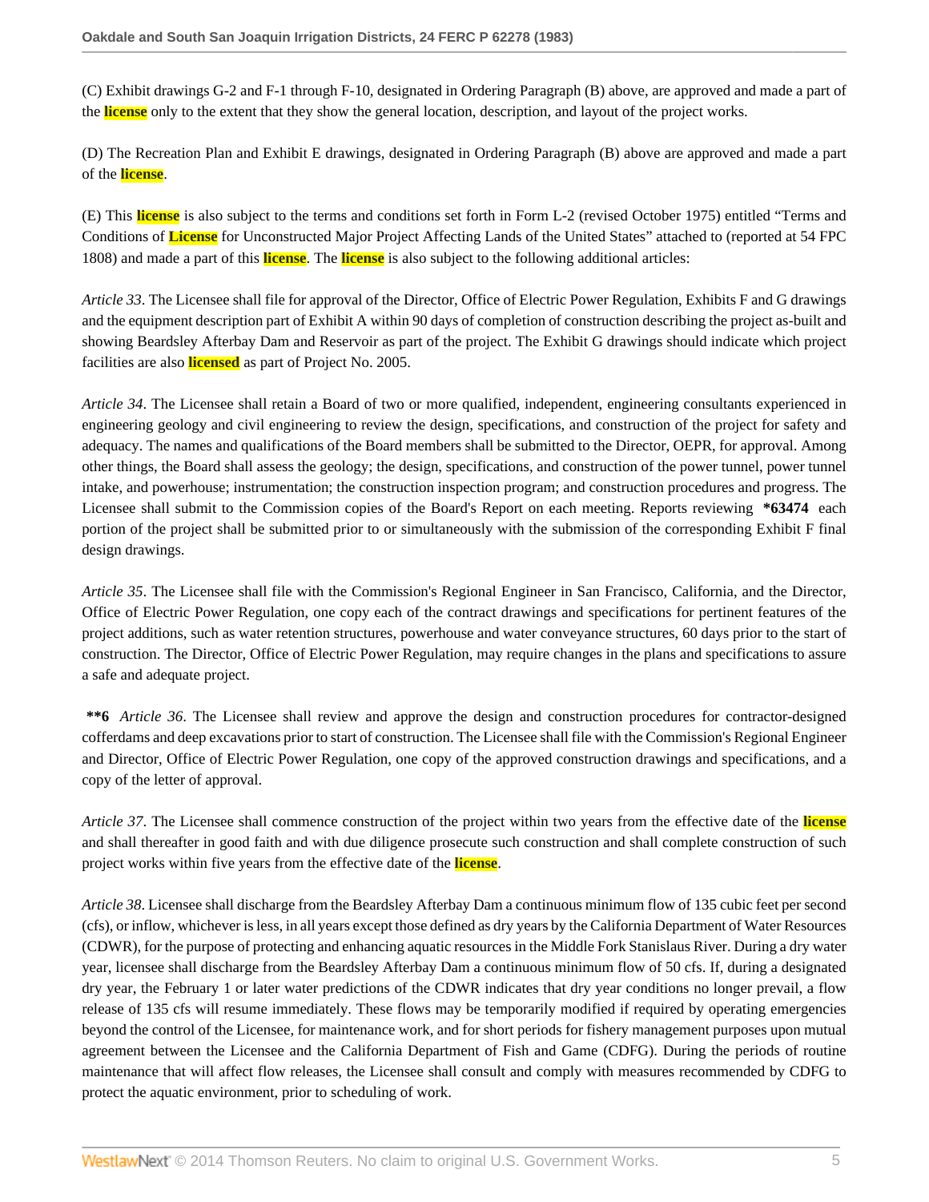(C) Exhibit drawings G-2 and F-1 through F-10, designated in Ordering Paragraph (B) above, are approved and made a part of the license only to the extent that they show the general location, description, and layout of the project works.

(D) The Recreation Plan and Exhibit E drawings, designated in Ordering Paragraph (B) above are approved and made a part of the license.

(E) This license is also subject to the terms and conditions set forth in Form L-2 (revised October 1975) entitled "Terms and Conditions of License for Unconstructed Major Project Affecting Lands of the United States" attached to (reported at 54 FPC 1808) and made a part of this license. The license is also subject to the following additional articles:

*Article 33*. The Licensee shall file for approval of the Director, Office of Electric Power Regulation, Exhibits F and G drawings and the equipment description part of Exhibit A within 90 days of completion of construction describing the project as-built and showing Beardsley Afterbay Dam and Reservoir as part of the project. The Exhibit G drawings should indicate which project facilities are also licensed as part of Project No. 2005.

*Article 34*. The Licensee shall retain a Board of two or more qualified, independent, engineering consultants experienced in engineering geology and civil engineering to review the design, specifications, and construction of the project for safety and adequacy. The names and qualifications of the Board members shall be submitted to the Director, OEPR, for approval. Among other things, the Board shall assess the geology; the design, specifications, and construction of the power tunnel, power tunnel intake, and powerhouse; instrumentation; the construction inspection program; and construction procedures and progress. The Licensee shall submit to the Commission copies of the Board's Report on each meeting. Reports reviewing **\*63474** each portion of the project shall be submitted prior to or simultaneously with the submission of the corresponding Exhibit F final design drawings.

*Article 35*. The Licensee shall file with the Commission's Regional Engineer in San Francisco, California, and the Director, Office of Electric Power Regulation, one copy each of the contract drawings and specifications for pertinent features of the project additions, such as water retention structures, powerhouse and water conveyance structures, 60 days prior to the start of construction. The Director, Office of Electric Power Regulation, may require changes in the plans and specifications to assure a safe and adequate project.

**\*\*6** *Article 36*. The Licensee shall review and approve the design and construction procedures for contractor-designed cofferdams and deep excavations prior to start of construction. The Licensee shall file with the Commission's Regional Engineer and Director, Office of Electric Power Regulation, one copy of the approved construction drawings and specifications, and a copy of the letter of approval.

*Article 37*. The Licensee shall commence construction of the project within two years from the effective date of the license and shall thereafter in good faith and with due diligence prosecute such construction and shall complete construction of such project works within five years from the effective date of the license.

*Article 38*. Licensee shall discharge from the Beardsley Afterbay Dam a continuous minimum flow of 135 cubic feet per second (cfs), or inflow, whichever is less, in all years except those defined as dry years by the California Department of Water Resources (CDWR), for the purpose of protecting and enhancing aquatic resources in the Middle Fork Stanislaus River. During a dry water year, licensee shall discharge from the Beardsley Afterbay Dam a continuous minimum flow of 50 cfs. If, during a designated dry year, the February 1 or later water predictions of the CDWR indicates that dry year conditions no longer prevail, a flow release of 135 cfs will resume immediately. These flows may be temporarily modified if required by operating emergencies beyond the control of the Licensee, for maintenance work, and for short periods for fishery management purposes upon mutual agreement between the Licensee and the California Department of Fish and Game (CDFG). During the periods of routine maintenance that will affect flow releases, the Licensee shall consult and comply with measures recommended by CDFG to protect the aquatic environment, prior to scheduling of work.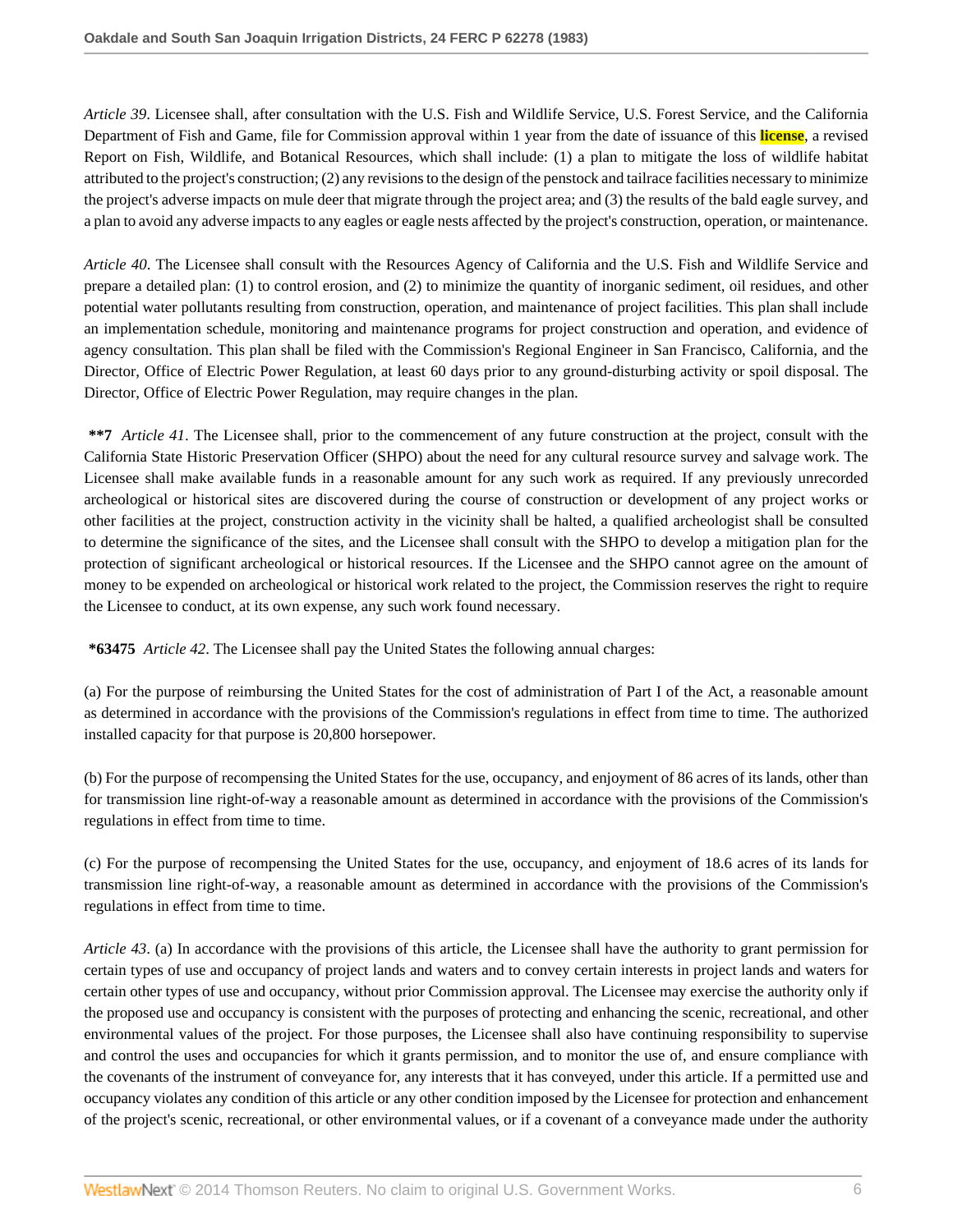*Article 39*. Licensee shall, after consultation with the U.S. Fish and Wildlife Service, U.S. Forest Service, and the California Department of Fish and Game, file for Commission approval within 1 year from the date of issuance of this **license**, a revised Report on Fish, Wildlife, and Botanical Resources, which shall include: (1) a plan to mitigate the loss of wildlife habitat attributed to the project's construction; (2) any revisions to the design of the penstock and tailrace facilities necessary to minimize the project's adverse impacts on mule deer that migrate through the project area; and (3) the results of the bald eagle survey, and a plan to avoid any adverse impacts to any eagles or eagle nests affected by the project's construction, operation, or maintenance.

*Article 40*. The Licensee shall consult with the Resources Agency of California and the U.S. Fish and Wildlife Service and prepare a detailed plan: (1) to control erosion, and (2) to minimize the quantity of inorganic sediment, oil residues, and other potential water pollutants resulting from construction, operation, and maintenance of project facilities. This plan shall include an implementation schedule, monitoring and maintenance programs for project construction and operation, and evidence of agency consultation. This plan shall be filed with the Commission's Regional Engineer in San Francisco, California, and the Director, Office of Electric Power Regulation, at least 60 days prior to any ground-disturbing activity or spoil disposal. The Director, Office of Electric Power Regulation, may require changes in the plan.

**\*\*7** *Article 41*. The Licensee shall, prior to the commencement of any future construction at the project, consult with the California State Historic Preservation Officer (SHPO) about the need for any cultural resource survey and salvage work. The Licensee shall make available funds in a reasonable amount for any such work as required. If any previously unrecorded archeological or historical sites are discovered during the course of construction or development of any project works or other facilities at the project, construction activity in the vicinity shall be halted, a qualified archeologist shall be consulted to determine the significance of the sites, and the Licensee shall consult with the SHPO to develop a mitigation plan for the protection of significant archeological or historical resources. If the Licensee and the SHPO cannot agree on the amount of money to be expended on archeological or historical work related to the project, the Commission reserves the right to require the Licensee to conduct, at its own expense, any such work found necessary.

**\*63475** *Article 42*. The Licensee shall pay the United States the following annual charges:

(a) For the purpose of reimbursing the United States for the cost of administration of Part I of the Act, a reasonable amount as determined in accordance with the provisions of the Commission's regulations in effect from time to time. The authorized installed capacity for that purpose is 20,800 horsepower.

(b) For the purpose of recompensing the United States for the use, occupancy, and enjoyment of 86 acres of its lands, other than for transmission line right-of-way a reasonable amount as determined in accordance with the provisions of the Commission's regulations in effect from time to time.

(c) For the purpose of recompensing the United States for the use, occupancy, and enjoyment of 18.6 acres of its lands for transmission line right-of-way, a reasonable amount as determined in accordance with the provisions of the Commission's regulations in effect from time to time.

*Article 43*. (a) In accordance with the provisions of this article, the Licensee shall have the authority to grant permission for certain types of use and occupancy of project lands and waters and to convey certain interests in project lands and waters for certain other types of use and occupancy, without prior Commission approval. The Licensee may exercise the authority only if the proposed use and occupancy is consistent with the purposes of protecting and enhancing the scenic, recreational, and other environmental values of the project. For those purposes, the Licensee shall also have continuing responsibility to supervise and control the uses and occupancies for which it grants permission, and to monitor the use of, and ensure compliance with the covenants of the instrument of conveyance for, any interests that it has conveyed, under this article. If a permitted use and occupancy violates any condition of this article or any other condition imposed by the Licensee for protection and enhancement of the project's scenic, recreational, or other environmental values, or if a covenant of a conveyance made under the authority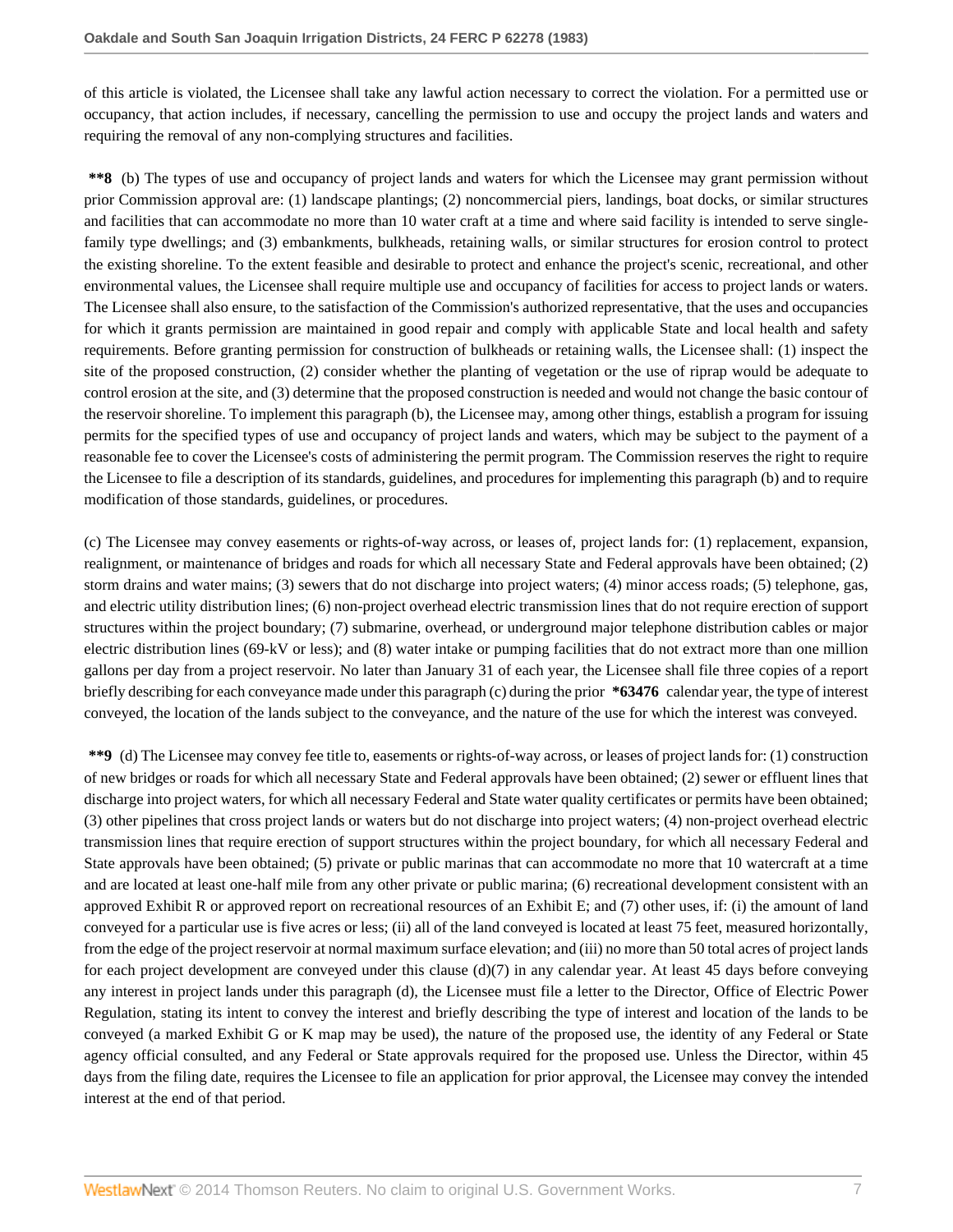of this article is violated, the Licensee shall take any lawful action necessary to correct the violation. For a permitted use or occupancy, that action includes, if necessary, cancelling the permission to use and occupy the project lands and waters and requiring the removal of any non-complying structures and facilities.

**\*\*8** (b) The types of use and occupancy of project lands and waters for which the Licensee may grant permission without prior Commission approval are: (1) landscape plantings; (2) noncommercial piers, landings, boat docks, or similar structures and facilities that can accommodate no more than 10 water craft at a time and where said facility is intended to serve single-family type dwellings; and (3) embankments, bulkheads, retaining walls, or similar structures for erosion control to protect the existing shoreline. To the extent feasible and desirable to protect and enhance the project's scenic, recreational, and other environmental values, the Licensee shall require multiple use and occupancy of facilities for access to project lands or waters. The Licensee shall also ensure, to the satisfaction of the Commission's authorized representative, that the uses and occupancies for which it grants permission are maintained in good repair and comply with applicable State and local health and safety requirements. Before granting permission for construction of bulkheads or retaining walls, the Licensee shall: (1) inspect the site of the proposed construction, (2) consider whether the planting of vegetation or the use of riprap would be adequate to control erosion at the site, and (3) determine that the proposed construction is needed and would not change the basic contour of the reservoir shoreline. To implement this paragraph (b), the Licensee may, among other things, establish a program for issuing permits for the specified types of use and occupancy of project lands and waters, which may be subject to the payment of a reasonable fee to cover the Licensee's costs of administering the permit program. The Commission reserves the right to require the Licensee to file a description of its standards, guidelines, and procedures for implementing this paragraph (b) and to require modification of those standards, guidelines, or procedures.

(c) The Licensee may convey easements or rights-of-way across, or leases of, project lands for: (1) replacement, expansion, realignment, or maintenance of bridges and roads for which all necessary State and Federal approvals have been obtained; (2) storm drains and water mains; (3) sewers that do not discharge into project waters; (4) minor access roads; (5) telephone, gas, and electric utility distribution lines; (6) non-project overhead electric transmission lines that do not require erection of support structures within the project boundary; (7) submarine, overhead, or underground major telephone distribution cables or major electric distribution lines (69-kV or less); and (8) water intake or pumping facilities that do not extract more than one million gallons per day from a project reservoir. No later than January 31 of each year, the Licensee shall file three copies of a report briefly describing for each conveyance made under this paragraph (c) during the prior **\*63476** calendar year, the type of interest conveyed, the location of the lands subject to the conveyance, and the nature of the use for which the interest was conveyed.

**\*\*9** (d) The Licensee may convey fee title to, easements or rights-of-way across, or leases of project lands for: (1) construction of new bridges or roads for which all necessary State and Federal approvals have been obtained; (2) sewer or effluent lines that discharge into project waters, for which all necessary Federal and State water quality certificates or permits have been obtained; (3) other pipelines that cross project lands or waters but do not discharge into project waters; (4) non-project overhead electric transmission lines that require erection of support structures within the project boundary, for which all necessary Federal and State approvals have been obtained; (5) private or public marinas that can accommodate no more that 10 watercraft at a time and are located at least one-half mile from any other private or public marina; (6) recreational development consistent with an approved Exhibit R or approved report on recreational resources of an Exhibit E; and (7) other uses, if: (i) the amount of land conveyed for a particular use is five acres or less; (ii) all of the land conveyed is located at least 75 feet, measured horizontally, from the edge of the project reservoir at normal maximum surface elevation; and (iii) no more than 50 total acres of project lands for each project development are conveyed under this clause (d)(7) in any calendar year. At least 45 days before conveying any interest in project lands under this paragraph (d), the Licensee must file a letter to the Director, Office of Electric Power Regulation, stating its intent to convey the interest and briefly describing the type of interest and location of the lands to be conveyed (a marked Exhibit G or K map may be used), the nature of the proposed use, the identity of any Federal or State agency official consulted, and any Federal or State approvals required for the proposed use. Unless the Director, within 45 days from the filing date, requires the Licensee to file an application for prior approval, the Licensee may convey the intended interest at the end of that period.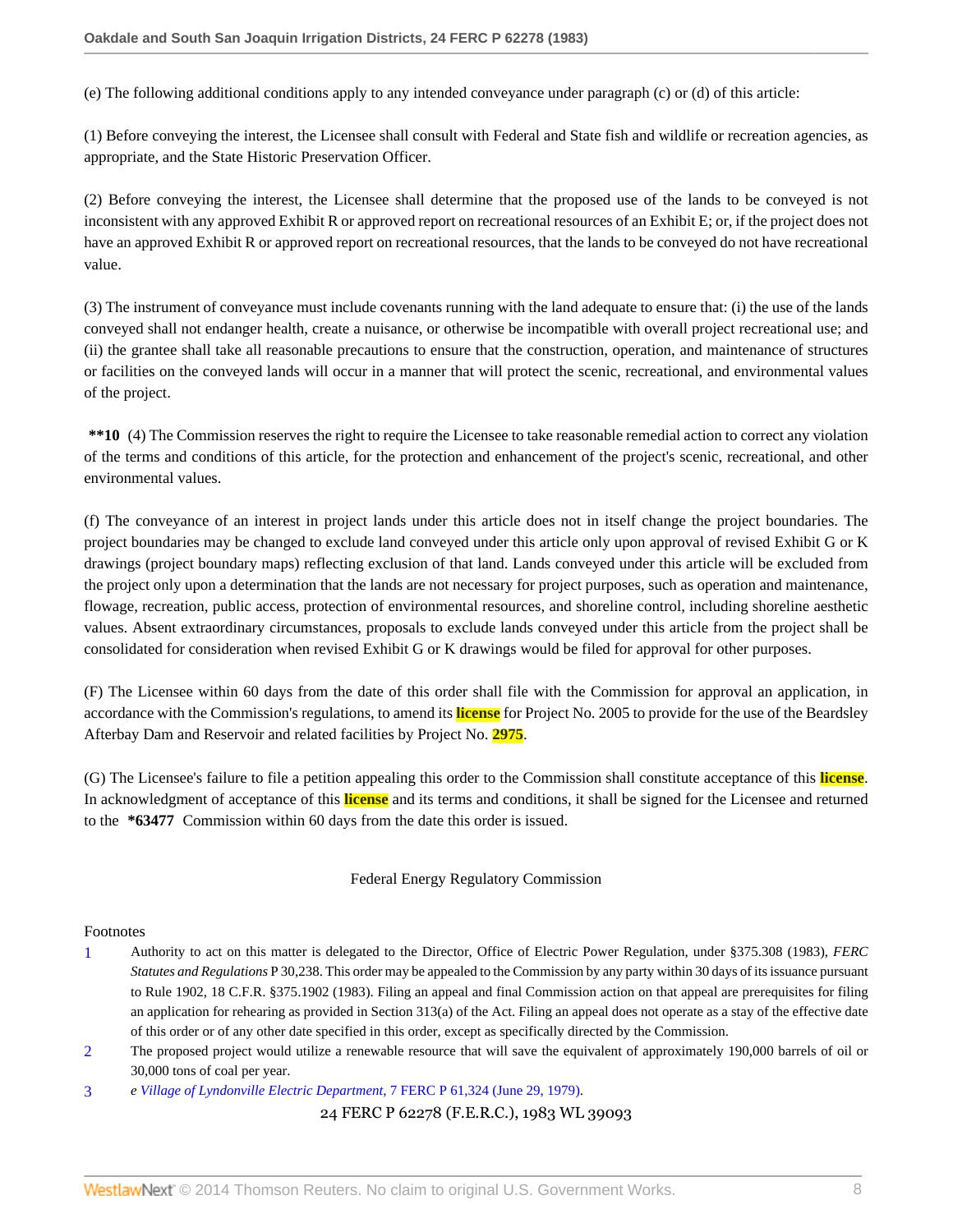(e) The following additional conditions apply to any intended conveyance under paragraph (c) or (d) of this article:

(1) Before conveying the interest, the Licensee shall consult with Federal and State fish and wildlife or recreation agencies, as appropriate, and the State Historic Preservation Officer.

(2) Before conveying the interest, the Licensee shall determine that the proposed use of the lands to be conveyed is not inconsistent with any approved Exhibit R or approved report on recreational resources of an Exhibit E; or, if the project does not have an approved Exhibit R or approved report on recreational resources, that the lands to be conveyed do not have recreational value.

(3) The instrument of conveyance must include covenants running with the land adequate to ensure that: (i) the use of the lands conveyed shall not endanger health, create a nuisance, or otherwise be incompatible with overall project recreational use; and (ii) the grantee shall take all reasonable precautions to ensure that the construction, operation, and maintenance of structures or facilities on the conveyed lands will occur in a manner that will protect the scenic, recreational, and environmental values of the project.

**\*\*10** (4) The Commission reserves the right to require the Licensee to take reasonable remedial action to correct any violation of the terms and conditions of this article, for the protection and enhancement of the project's scenic, recreational, and other environmental values.

(f) The conveyance of an interest in project lands under this article does not in itself change the project boundaries. The project boundaries may be changed to exclude land conveyed under this article only upon approval of revised Exhibit G or K drawings (project boundary maps) reflecting exclusion of that land. Lands conveyed under this article will be excluded from the project only upon a determination that the lands are not necessary for project purposes, such as operation and maintenance, flowage, recreation, public access, protection of environmental resources, and shoreline control, including shoreline aesthetic values. Absent extraordinary circumstances, proposals to exclude lands conveyed under this article from the project shall be consolidated for consideration when revised Exhibit G or K drawings would be filed for approval for other purposes.

(F) The Licensee within 60 days from the date of this order shall file with the Commission for approval an application, in accordance with the Commission's regulations, to amend its license for Project No. 2005 to provide for the use of the Beardsley Afterbay Dam and Reservoir and related facilities by Project No. 2975.

(G) The Licensee's failure to file a petition appealing this order to the Commission shall constitute acceptance of this license. In acknowledgment of acceptance of this license and its terms and conditions, it shall be signed for the Licensee and returned to the **\*63477** Commission within 60 days from the date this order is issued.

Federal Energy Regulatory Commission

Footnotes

1. Authority to act on this matter is delegated to the Director, Office of Electric Power Regulation, under §375.308 (1983), *FERC Statutes and Regulations* P 30,238. This order may be appealed to the Commission by any party within 30 days of its issuance pursuant to Rule 1902, 18 C.F.R. §375.1902 (1983). Filing an appeal and final Commission action on that appeal are prerequisites for filing an application for rehearing as provided in Section 313(a) of the Act. Filing an appeal does not operate as a stay of the effective date of this order or of any other date specified in this order, except as specifically directed by the Commission.
2. The proposed project would utilize a renewable resource that will save the equivalent of approximately 190,000 barrels of oil or 30,000 tons of coal per year.
3. *e Village of Lyndonville Electric Department,* 7 FERC P 61,324 (June 29, 1979).

24 FERC P 62278 (F.E.R.C.), 1983 WL 39093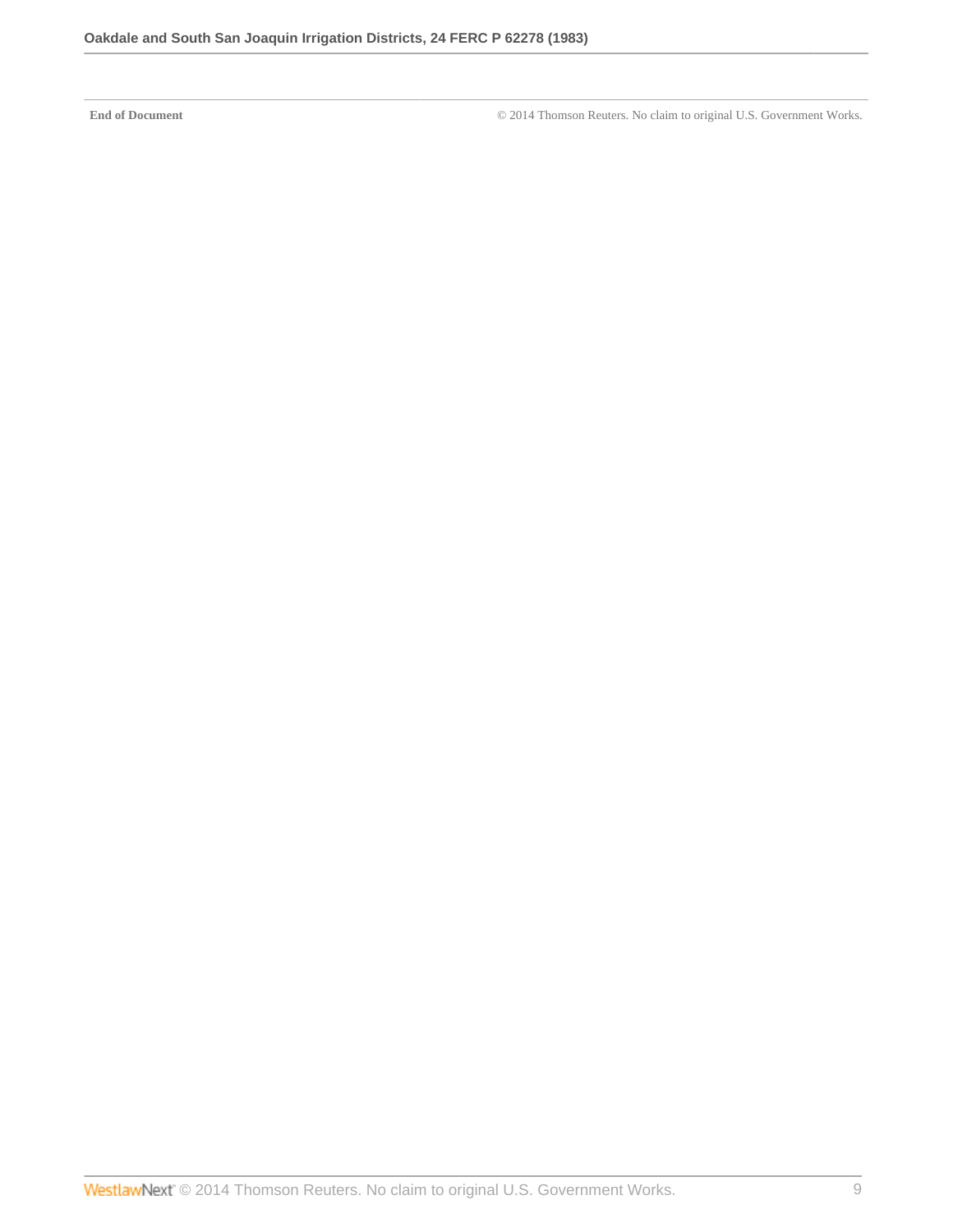End of Document © 2014 Thomson Reuters. No claim to original U.S. Government Works.